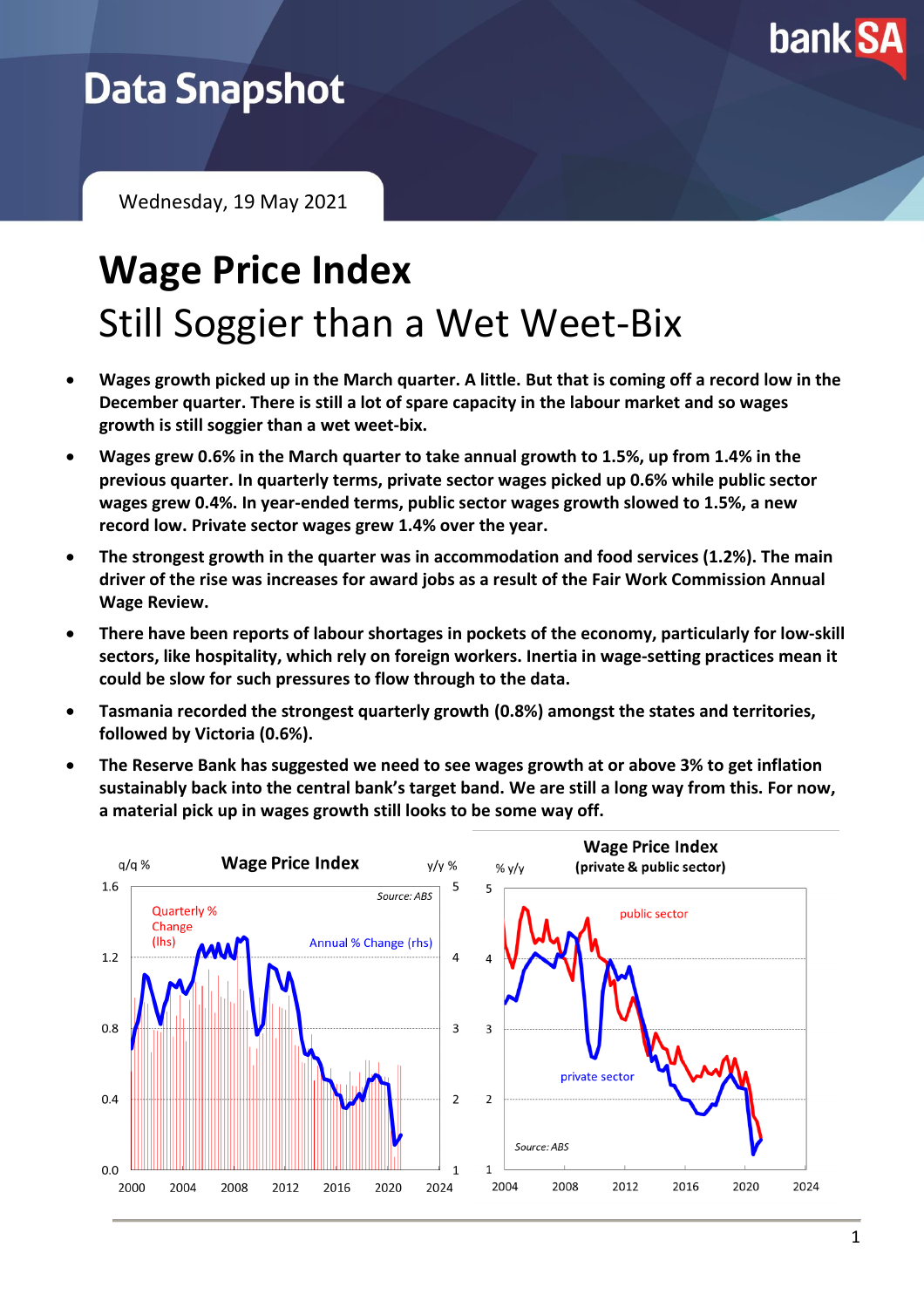# Data Snapshot

Wednesday, 19 May 2021

# Wage Price Index

## Still Soggier than a Wet Weet-Bix

- **Wages growth picked up in the March quarter. A little. But that is coming off a record low in the December quarter. There is still a lot of spare capacity in the labour market and so wages growth is still soggier than a wet weet-bix.**
- **Wages grew 0.6% in the March quarter to take annual growth to 1.5%, up from 1.4% in the previous quarter. In quarterly terms, private sector wages picked up 0.6% while public sector wages grew 0.4%. In year-ended terms, public sector wages growth slowed to 1.5%, a new record low. Private sector wages grew 1.4% over the year.**
- **The strongest growth in the quarter was in accommodation and food services (1.2%). The main driver of the rise was increases for award jobs as a result of the Fair Work Commission Annual Wage Review.**
- **There have been reports of labour shortages in pockets of the economy, particularly for low-skill sectors, like hospitality, which rely on foreign workers. Inertia in wage-setting practices mean it could be slow for such pressures to flow through to the data.**
- **Tasmania recorded the strongest quarterly growth (0.8%) amongst the states and territories, followed by Victoria (0.6%).**
- **The Reserve Bank has suggested we need to see wages growth at or above 3% to get inflation sustainably back into the central bank's target band. We are still a long way from this. For now, a material pick up in wages growth still looks to be some way off.**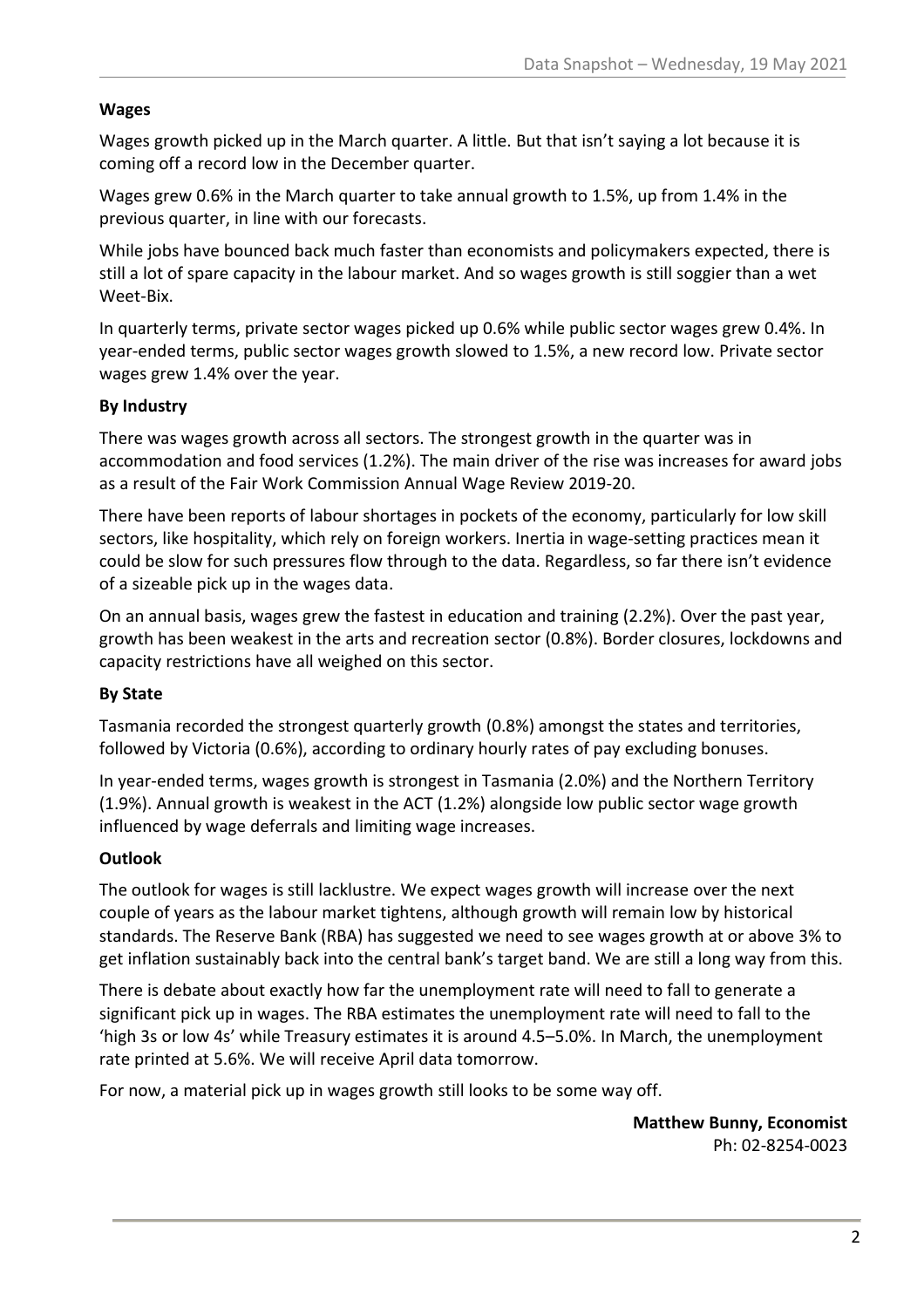**Wages**

Wages growth picked up in the March quarter. A little. But that isn't saying a lot because it is coming off a record low in the December quarter.

Wages grew 0.6% in the March quarter to take annual growth to 1.5%, up from 1.4% in the previous quarter, in line with our forecasts.

While jobs have bounced back much faster than economists and policymakers expected, there is still a lot of spare capacity in the labour market. And so wages growth is still soggier than a wet Weet-Bix.

In quarterly terms, private sector wages picked up 0.6% while public sector wages grew 0.4%. In year-ended terms, public sector wages growth slowed to 1.5%, a new record low. Private sector wages grew 1.4% over the year.

**By Industry**

There was wages growth across all sectors. The strongest growth in the quarter was in accommodation and food services (1.2%). The main driver of the rise was increases for award jobs as a result of the Fair Work Commission Annual Wage Review 2019-20.

There have been reports of labour shortages in pockets of the economy, particularly for low skill sectors, like hospitality, which rely on foreign workers. Inertia in wage-setting practices mean it could be slow for such pressures flow through to the data. Regardless, so far there isn't evidence of a sizeable pick up in the wages data.

On an annual basis, wages grew the fastest in education and training (2.2%). Over the past year, growth has been weakest in the arts and recreation sector (0.8%). Border closures, lockdowns and capacity restrictions have all weighed on this sector.

**By State**

Tasmania recorded the strongest quarterly growth (0.8%) amongst the states and territories, followed by Victoria (0.6%), according to ordinary hourly rates of pay excluding bonuses.

In year-ended terms, wages growth is strongest in Tasmania (2.0%) and the Northern Territory (1.9%). Annual growth is weakest in the ACT (1.2%) alongside low public sector wage growth influenced by wage deferrals and limiting wage increases.

**Outlook**

The outlook for wages is still lacklustre. We expect wages growth will increase over the next couple of years as the labour market tightens, although growth will remain low by historical standards. The Reserve Bank (RBA) has suggested we need to see wages growth at or above 3% to get inflation sustainably back into the central bank's target band. We are still a long way from this.

There is debate about exactly how far the unemployment rate will need to fall to generate a significant pick up in wages. The RBA estimates the unemployment rate will need to fall to the 'high 3s or low 4s' while Treasury estimates it is around 4.5–5.0%. In March, the unemployment rate printed at 5.6%. We will receive April data tomorrow.

For now, a material pick up in wages growth still looks to be some way off.

**Matthew Bunny, Economist**
Ph: 02-8254-0023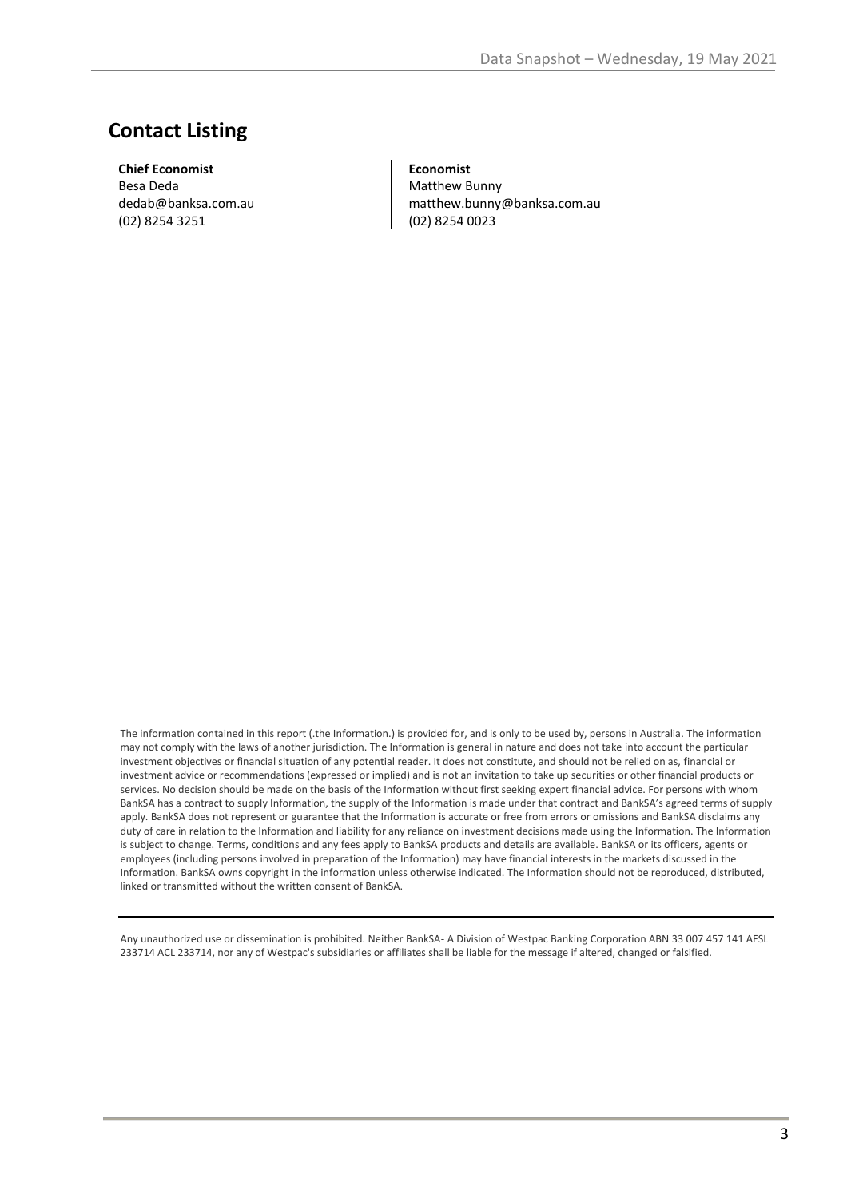## Contact Listing

**Chief Economist**
Besa Deda
dedab@banksa.com.au
(02) 8254 3251

**Economist**
Matthew Bunny
matthew.bunny@banksa.com.au
(02) 8254 0023

The information contained in this report (.the Information.) is provided for, and is only to be used by, persons in Australia. The information may not comply with the laws of another jurisdiction. The Information is general in nature and does not take into account the particular investment objectives or financial situation of any potential reader. It does not constitute, and should not be relied on as, financial or investment advice or recommendations (expressed or implied) and is not an invitation to take up securities or other financial products or services. No decision should be made on the basis of the Information without first seeking expert financial advice. For persons with whom BankSA has a contract to supply Information, the supply of the Information is made under that contract and BankSA's agreed terms of supply apply. BankSA does not represent or guarantee that the Information is accurate or free from errors or omissions and BankSA disclaims any duty of care in relation to the Information and liability for any reliance on investment decisions made using the Information. The Information is subject to change. Terms, conditions and any fees apply to BankSA products and details are available. BankSA or its officers, agents or employees (including persons involved in preparation of the Information) may have financial interests in the markets discussed in the Information. BankSA owns copyright in the information unless otherwise indicated. The Information should not be reproduced, distributed, linked or transmitted without the written consent of BankSA.

---

Any unauthorized use or dissemination is prohibited. Neither BankSA- A Division of Westpac Banking Corporation ABN 33 007 457 141 AFSL 233714 ACL 233714, nor any of Westpac's subsidiaries or affiliates shall be liable for the message if altered, changed or falsified.